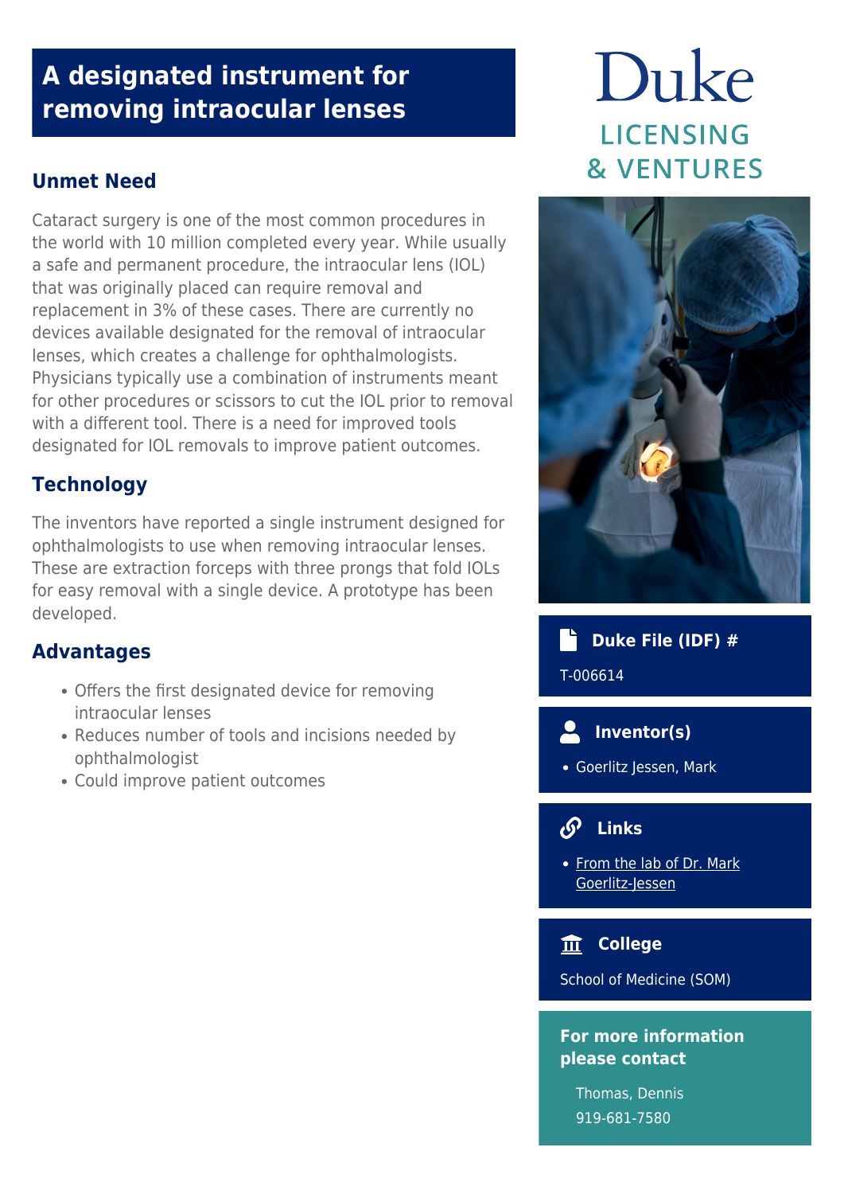# A designated instrument for removing intraocular lenses

Duke

LICENSING & VENTURES

## Unmet Need

Cataract surgery is one of the most common procedures in the world with 10 million completed every year. While usually a safe and permanent procedure, the intraocular lens (IOL) that was originally placed can require removal and replacement in 3% of these cases. There are currently no devices available designated for the removal of intraocular lenses, which creates a challenge for ophthalmologists. Physicians typically use a combination of instruments meant for other procedures or scissors to cut the IOL prior to removal with a different tool. There is a need for improved tools designated for IOL removals to improve patient outcomes.

## Technology

The inventors have reported a single instrument designed for ophthalmologists to use when removing intraocular lenses. These are extraction forceps with three prongs that fold IOLs for easy removal with a single device. A prototype has been developed.

## Advantages

- Offers the first designated device for removing intraocular lenses
- Reduces number of tools and incisions needed by ophthalmologist
- Could improve patient outcomes

### Duke File (IDF) #

T-006614

### Inventor(s)

- Goerlitz Jessen, Mark

### Links

- From the lab of Dr. Mark Goerlitz-Jessen

### College

School of Medicine (SOM)

### For more information please contact

Thomas, Dennis

919-681-7580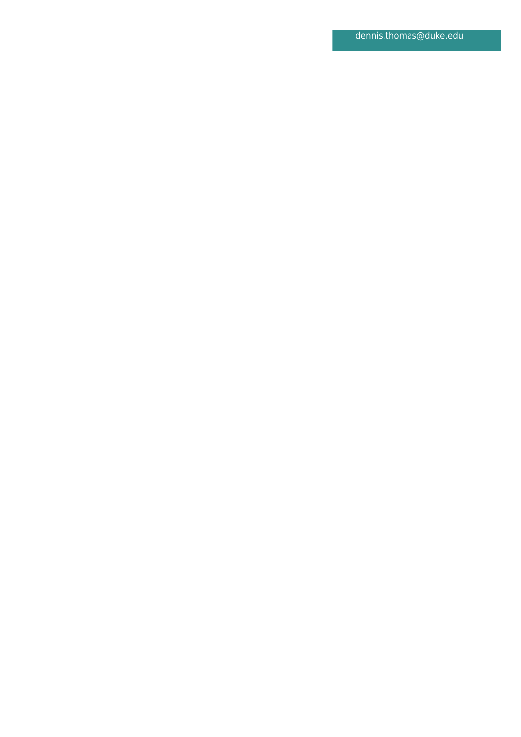dennis.thomas@duke.edu